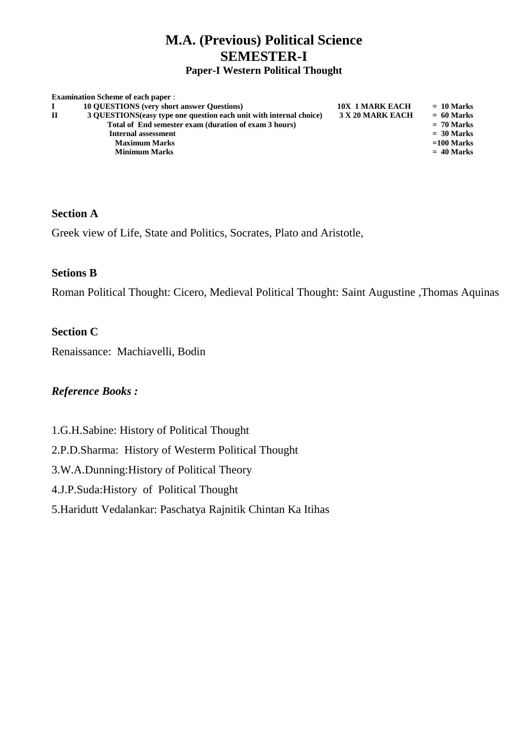# M.A. (Previous) Political Science
## SEMESTER-I
### Paper-I Western Political Thought

**Examination Scheme of each paper** :

| | | | |
|---|---|---|---|
| **I** | **10 QUESTIONS (very short answer Questions)** | **10X 1 MARK EACH** | **= 10 Marks** |
| **II** | **3 QUESTIONS(easy type one question each unit with internal choice)** | **3 X 20 MARK EACH** | **= 60 Marks** |
| | **Total of End semester exam (duration of exam 3 hours)** | | **= 70 Marks** |
| | **Internal assessment** | | **= 30 Marks** |
| | **Maximum Marks** | | **=100 Marks** |
| | **Minimum Marks** | | **= 40 Marks** |

**Section A**

Greek view of Life, State and Politics, Socrates, Plato and Aristotle,

**Setions B**

Roman Political Thought: Cicero, Medieval Political Thought: Saint Augustine ,Thomas Aquinas

**Section C**

Renaissance: Machiavelli, Bodin

***Reference Books :***

1.G.H.Sabine: History of Political Thought

2.P.D.Sharma: History of Westerm Political Thought

3.W.A.Dunning:History of Political Theory

4.J.P.Suda:History of Political Thought

5.Haridutt Vedalankar: Paschatya Rajnitik Chintan Ka Itihas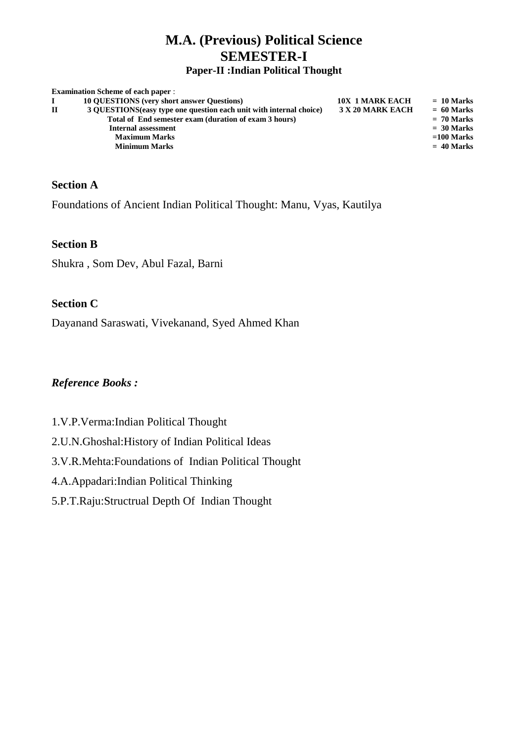# M.A. (Previous) Political Science
## SEMESTER-I
### Paper-II :Indian Political Thought

**Examination Scheme of each paper** :

| | | | |
|---|---|---|---|
| **I** | **10 QUESTIONS (very short answer Questions)** | **10X 1 MARK EACH** | **= 10 Marks** |
| **II** | **3 QUESTIONS(easy type one question each unit with internal choice)** | **3 X 20 MARK EACH** | **= 60 Marks** |
| | **Total of End semester exam (duration of exam 3 hours)** | | **= 70 Marks** |
| | **Internal assessment** | | **= 30 Marks** |
| | **Maximum Marks** | | **=100 Marks** |
| | **Minimum Marks** | | **= 40 Marks** |

**Section A**

Foundations of Ancient Indian Political Thought: Manu, Vyas, Kautilya

**Section B**

Shukra , Som Dev, Abul Fazal, Barni

**Section C**

Dayanand Saraswati, Vivekanand, Syed Ahmed Khan

***Reference Books :***

1.V.P.Verma:Indian Political Thought

2.U.N.Ghoshal:History of Indian Political Ideas

3.V.R.Mehta:Foundations of Indian Political Thought

4.A.Appadari:Indian Political Thinking

5.P.T.Raju:Structrual Depth Of Indian Thought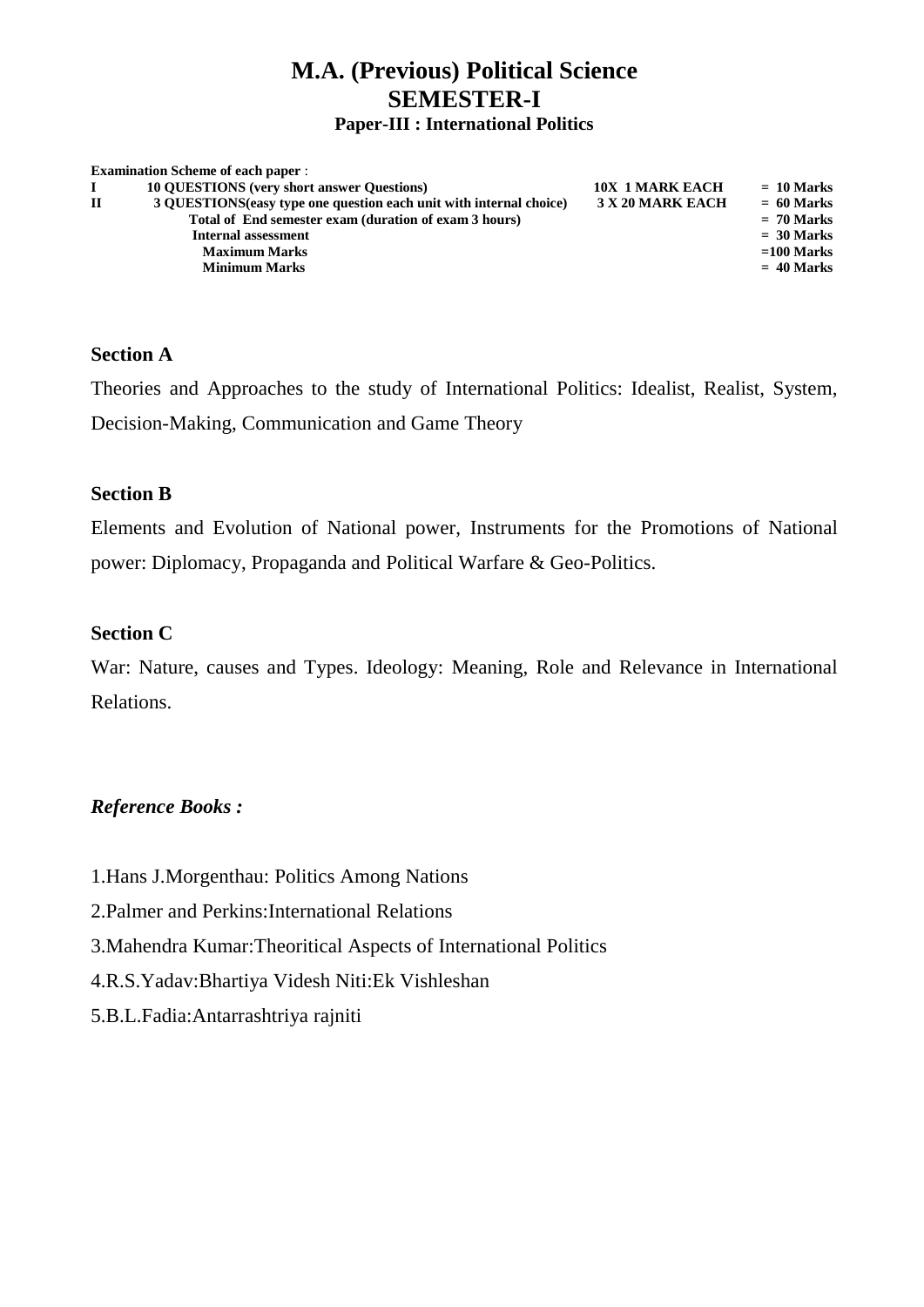# M.A. (Previous) Political Science
## SEMESTER-I
### Paper-III : International Politics

**Examination Scheme of each paper** :

| | | | |
|---|---|---|---|
| **I** | **10 QUESTIONS (very short answer Questions)** | **10X 1 MARK EACH** | **= 10 Marks** |
| **II** | **3 QUESTIONS(easy type one question each unit with internal choice)** | **3 X 20 MARK EACH** | **= 60 Marks** |
| | **Total of End semester exam (duration of exam 3 hours)** | | **= 70 Marks** |
| | **Internal assessment** | | **= 30 Marks** |
| | **Maximum Marks** | | **=100 Marks** |
| | **Minimum Marks** | | **= 40 Marks** |

**Section A**

Theories and Approaches to the study of International Politics: Idealist, Realist, System, Decision-Making, Communication and Game Theory

**Section B**

Elements and Evolution of National power, Instruments for the Promotions of National power: Diplomacy, Propaganda and Political Warfare & Geo-Politics.

**Section C**

War: Nature, causes and Types. Ideology: Meaning, Role and Relevance in International Relations.

***Reference Books :***

1.Hans J.Morgenthau: Politics Among Nations

2.Palmer and Perkins:International Relations

3.Mahendra Kumar:Theoritical Aspects of International Politics

4.R.S.Yadav:Bhartiya Videsh Niti:Ek Vishleshan

5.B.L.Fadia:Antarrashtriya rajniti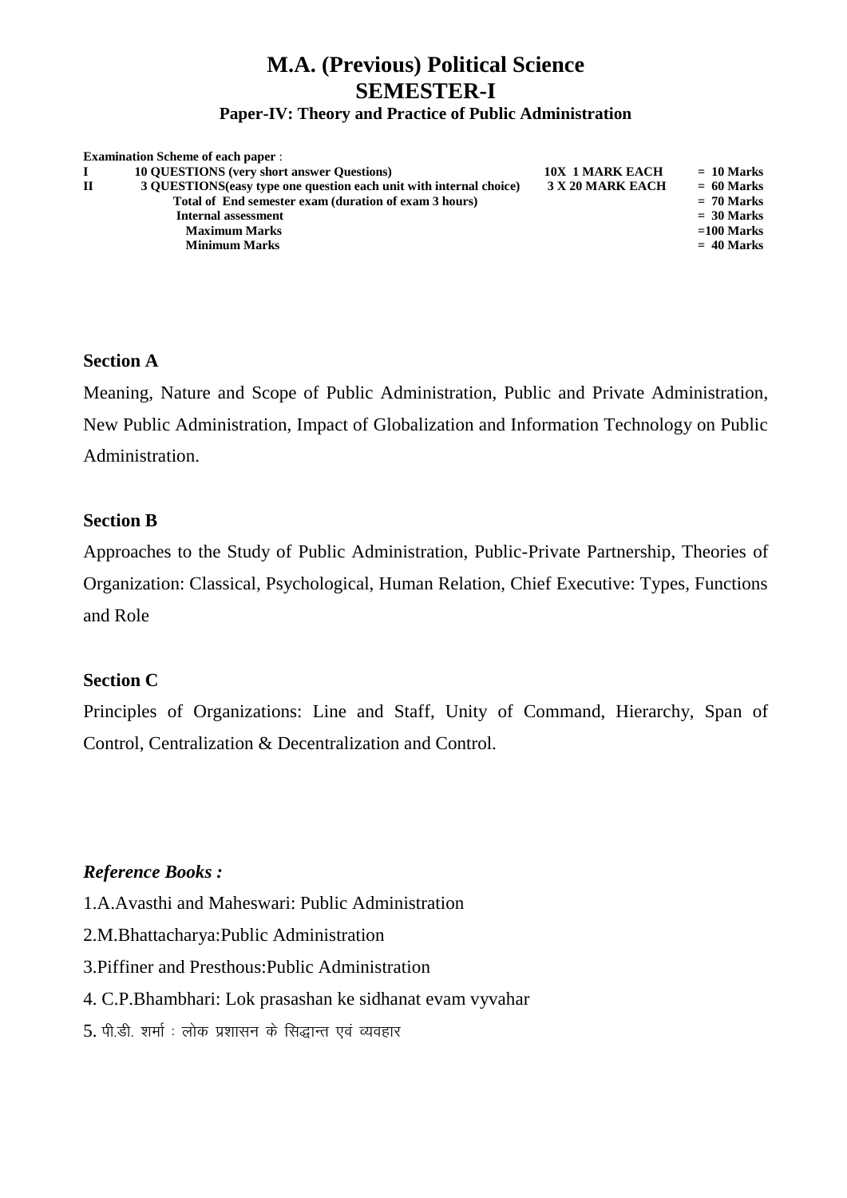# M.A. (Previous) Political Science
## SEMESTER-I
### Paper-IV: Theory and Practice of Public Administration

**Examination Scheme of each paper** :

| | | | |
|---|---|---|---|
| **I** | **10 QUESTIONS (very short answer Questions)** | **10X 1 MARK EACH** | **= 10 Marks** |
| **II** | **3 QUESTIONS(easy type one question each unit with internal choice)** | **3 X 20 MARK EACH** | **= 60 Marks** |
| | **Total of End semester exam (duration of exam 3 hours)** | | **= 70 Marks** |
| | **Internal assessment** | | **= 30 Marks** |
| | **Maximum Marks** | | **=100 Marks** |
| | **Minimum Marks** | | **= 40 Marks** |

**Section A**

Meaning, Nature and Scope of Public Administration, Public and Private Administration, New Public Administration, Impact of Globalization and Information Technology on Public Administration.

**Section B**

Approaches to the Study of Public Administration, Public-Private Partnership, Theories of Organization: Classical, Psychological, Human Relation, Chief Executive: Types, Functions and Role

**Section C**

Principles of Organizations: Line and Staff, Unity of Command, Hierarchy, Span of Control, Centralization & Decentralization and Control.

***Reference Books :***

1.A.Avasthi and Maheswari: Public Administration

2.M.Bhattacharya:Public Administration

3.Piffiner and Presthous:Public Administration

4. C.P.Bhambhari: Lok prasashan ke sidhanat evam vyvahar

5. पी.डी. शर्मा : लोक प्रशासन के सिद्धान्त एवं व्यवहार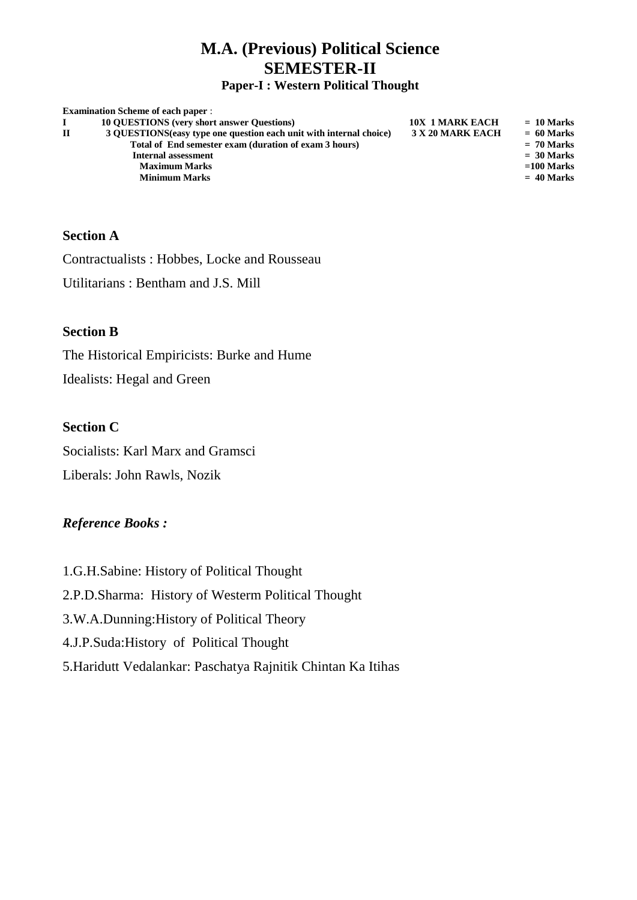# M.A. (Previous) Political Science
# SEMESTER-II
### Paper-I : Western Political Thought

**Examination Scheme of each paper** :

| | | | |
|---|---|---|---|
| **I** | **10 QUESTIONS (very short answer Questions)** | **10X 1 MARK EACH** | **= 10 Marks** |
| **II** | **3 QUESTIONS(easy type one question each unit with internal choice)** | **3 X 20 MARK EACH** | **= 60 Marks** |
| | **Total of End semester exam (duration of exam 3 hours)** | | **= 70 Marks** |
| | **Internal assessment** | | **= 30 Marks** |
| | **Maximum Marks** | | **=100 Marks** |
| | **Minimum Marks** | | **= 40 Marks** |

**Section A**

Contractualists : Hobbes, Locke and Rousseau

Utilitarians : Bentham and J.S. Mill

**Section B**

The Historical Empiricists: Burke and Hume

Idealists: Hegal and Green

**Section C**

Socialists: Karl Marx and Gramsci

Liberals: John Rawls, Nozik

***Reference Books :***

1.G.H.Sabine: History of Political Thought

2.P.D.Sharma: History of Westerm Political Thought

3.W.A.Dunning:History of Political Theory

4.J.P.Suda:History of Political Thought

5.Haridutt Vedalankar: Paschatya Rajnitik Chintan Ka Itihas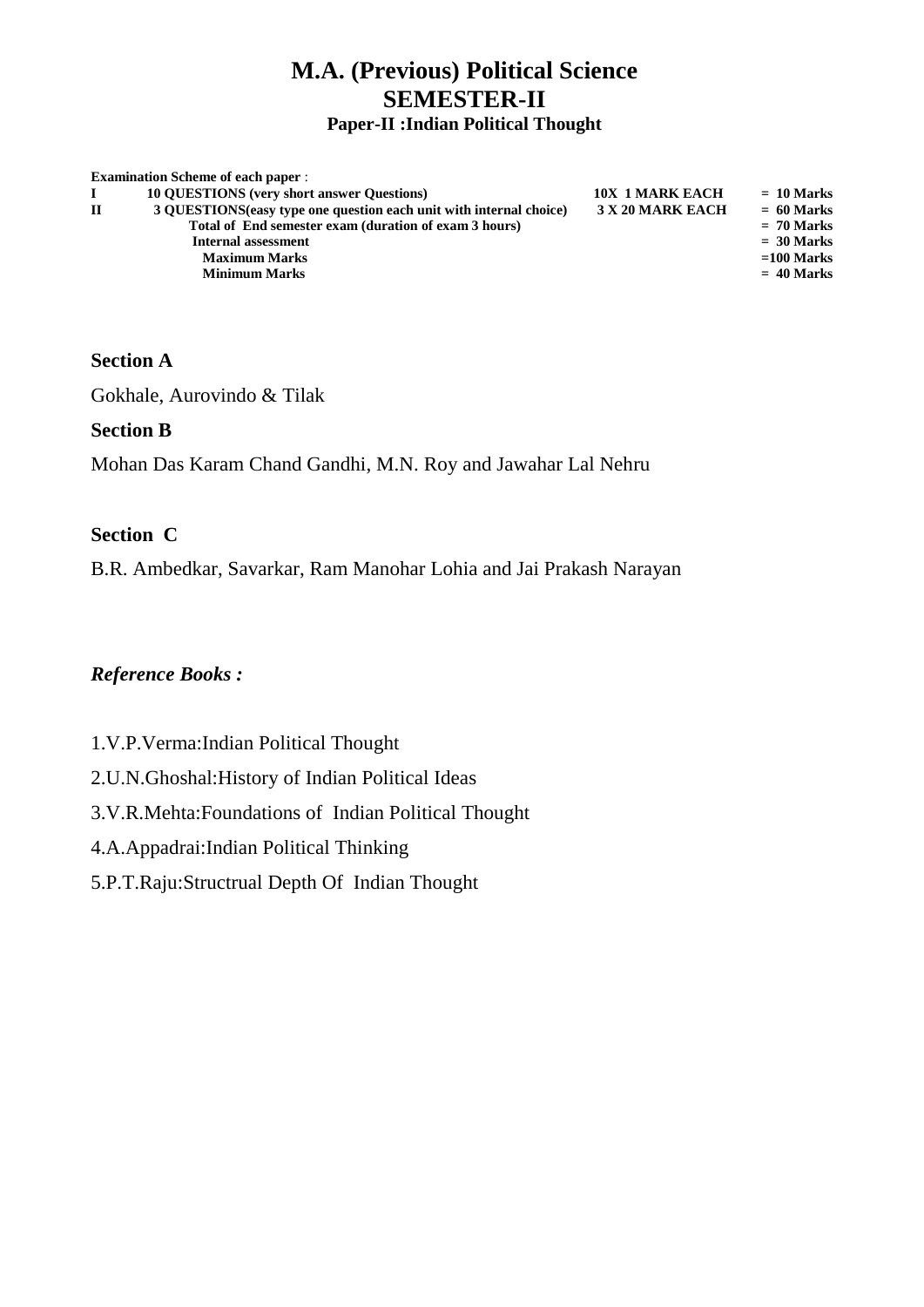# M.A. (Previous) Political Science
## SEMESTER-II
### Paper-II :Indian Political Thought

**Examination Scheme of each paper** :

| | | | |
|---|---|---|---|
| **I** | **10 QUESTIONS (very short answer Questions)** | **10X 1 MARK EACH** | **= 10 Marks** |
| **II** | **3 QUESTIONS(easy type one question each unit with internal choice)** | **3 X 20 MARK EACH** | **= 60 Marks** |
| | **Total of End semester exam (duration of exam 3 hours)** | | **= 70 Marks** |
| | **Internal assessment** | | **= 30 Marks** |
| | **Maximum Marks** | | **=100 Marks** |
| | **Minimum Marks** | | **= 40 Marks** |

**Section A**

Gokhale, Aurovindo & Tilak

**Section B**

Mohan Das Karam Chand Gandhi, M.N. Roy and Jawahar Lal Nehru

**Section C**

B.R. Ambedkar, Savarkar, Ram Manohar Lohia and Jai Prakash Narayan

***Reference Books :***

1.V.P.Verma:Indian Political Thought

2.U.N.Ghoshal:History of Indian Political Ideas

3.V.R.Mehta:Foundations of Indian Political Thought

4.A.Appadrai:Indian Political Thinking

5.P.T.Raju:Structrual Depth Of Indian Thought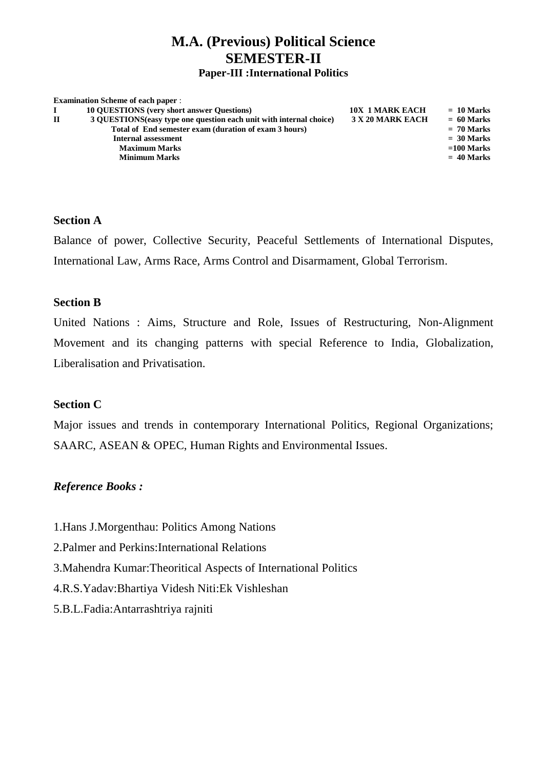# M.A. (Previous) Political Science
## SEMESTER-II
### Paper-III :International Politics

**Examination Scheme of each paper** :

| | | | |
|---|---|---|---|
| **I** | **10 QUESTIONS (very short answer Questions)** | **10X 1 MARK EACH** | **= 10 Marks** |
| **II** | **3 QUESTIONS(easy type one question each unit with internal choice)** | **3 X 20 MARK EACH** | **= 60 Marks** |
| | **Total of End semester exam (duration of exam 3 hours)** | | **= 70 Marks** |
| | **Internal assessment** | | **= 30 Marks** |
| | **Maximum Marks** | | **=100 Marks** |
| | **Minimum Marks** | | **= 40 Marks** |

**Section A**

Balance of power, Collective Security, Peaceful Settlements of International Disputes, International Law, Arms Race, Arms Control and Disarmament, Global Terrorism.

**Section B**

United Nations : Aims, Structure and Role, Issues of Restructuring, Non-Alignment Movement and its changing patterns with special Reference to India, Globalization, Liberalisation and Privatisation.

**Section C**

Major issues and trends in contemporary International Politics, Regional Organizations; SAARC, ASEAN & OPEC, Human Rights and Environmental Issues.

***Reference Books :***

1.Hans J.Morgenthau: Politics Among Nations
2.Palmer and Perkins:International Relations
3.Mahendra Kumar:Theoritical Aspects of International Politics
4.R.S.Yadav:Bhartiya Videsh Niti:Ek Vishleshan
5.B.L.Fadia:Antarrashtriya rajniti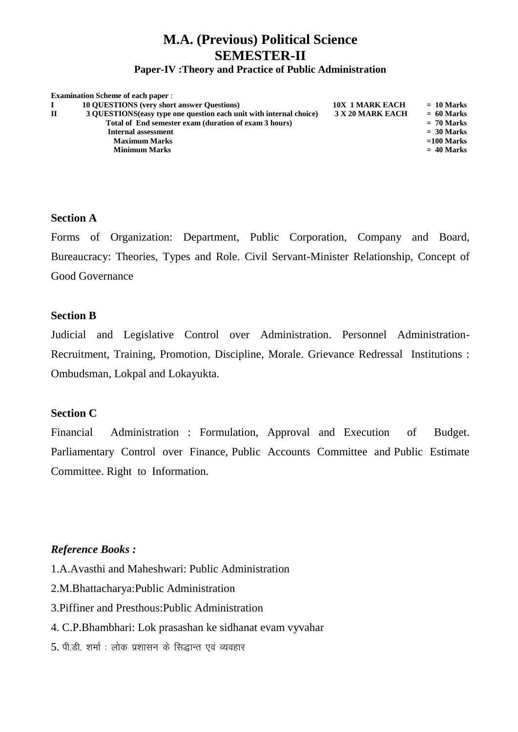# M.A. (Previous) Political Science
## SEMESTER-II
### Paper-IV :Theory and Practice of Public Administration

**Examination Scheme of each paper** :

| | | | |
|---|---|---|---|
| **I** | **10 QUESTIONS (very short answer Questions)** | **10X 1 MARK EACH** | **= 10 Marks** |
| **II** | **3 QUESTIONS(easy type one question each unit with internal choice)** | **3 X 20 MARK EACH** | **= 60 Marks** |
| | **Total of End semester exam (duration of exam 3 hours)** | | **= 70 Marks** |
| | **Internal assessment** | | **= 30 Marks** |
| | **Maximum Marks** | | **=100 Marks** |
| | **Minimum Marks** | | **= 40 Marks** |

**Section A**

Forms of Organization: Department, Public Corporation, Company and Board, Bureaucracy: Theories, Types and Role. Civil Servant-Minister Relationship, Concept of Good Governance

**Section B**

Judicial and Legislative Control over Administration. Personnel Administration- Recruitment, Training, Promotion, Discipline, Morale. Grievance Redressal Institutions : Ombudsman, Lokpal and Lokayukta.

**Section C**

Financial Administration : Formulation, Approval and Execution of Budget. Parliamentary Control over Finance, Public Accounts Committee and Public Estimate Committee. Right to Information.

***Reference Books :***

1.A.Avasthi and Maheshwari: Public Administration

2.M.Bhattacharya:Public Administration

3.Piffiner and Presthous:Public Administration

4. C.P.Bhambhari: Lok prasashan ke sidhanat evam vyvahar

5. पी.डी. शर्मा : लोक प्रशासन के सिद्धान्त एवं व्यवहार